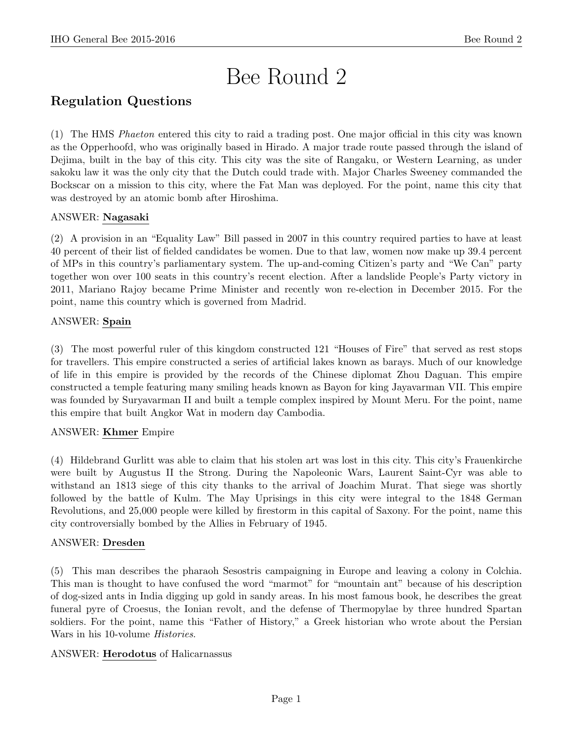# Bee Round 2

## Regulation Questions

(1) The HMS *Phaeton* entered this city to raid a trading post. One major official in this city was known as the Opperhoofd, who was originally based in Hirado. A major trade route passed through the island of Dejima, built in the bay of this city. This city was the site of Rangaku, or Western Learning, as under sakoku law it was the only city that the Dutch could trade with. Major Charles Sweeney commanded the Bockscar on a mission to this city, where the Fat Man was deployed. For the point, name this city that was destroyed by an atomic bomb after Hiroshima.

ANSWER: **Nagasaki**

(2) A provision in an "Equality Law" Bill passed in 2007 in this country required parties to have at least 40 percent of their list of fielded candidates be women. Due to that law, women now make up 39.4 percent of MPs in this country's parliamentary system. The up-and-coming Citizen's party and "We Can" party together won over 100 seats in this country's recent election. After a landslide People's Party victory in 2011, Mariano Rajoy became Prime Minister and recently won re-election in December 2015. For the point, name this country which is governed from Madrid.

ANSWER: **Spain**

(3) The most powerful ruler of this kingdom constructed 121 "Houses of Fire" that served as rest stops for travellers. This empire constructed a series of artificial lakes known as barays. Much of our knowledge of life in this empire is provided by the records of the Chinese diplomat Zhou Daguan. This empire constructed a temple featuring many smiling heads known as Bayon for king Jayavarman VII. This empire was founded by Suryavarman II and built a temple complex inspired by Mount Meru. For the point, name this empire that built Angkor Wat in modern day Cambodia.

ANSWER: **Khmer** Empire

(4) Hildebrand Gurlitt was able to claim that his stolen art was lost in this city. This city's Frauenkirche were built by Augustus II the Strong. During the Napoleonic Wars, Laurent Saint-Cyr was able to withstand an 1813 siege of this city thanks to the arrival of Joachim Murat. That siege was shortly followed by the battle of Kulm. The May Uprisings in this city were integral to the 1848 German Revolutions, and 25,000 people were killed by firestorm in this capital of Saxony. For the point, name this city controversially bombed by the Allies in February of 1945.

ANSWER: **Dresden**

(5) This man describes the pharaoh Sesostris campaigning in Europe and leaving a colony in Colchia. This man is thought to have confused the word "marmot" for "mountain ant" because of his description of dog-sized ants in India digging up gold in sandy areas. In his most famous book, he describes the great funeral pyre of Croesus, the Ionian revolt, and the defense of Thermopylae by three hundred Spartan soldiers. For the point, name this "Father of History," a Greek historian who wrote about the Persian Wars in his 10-volume *Histories*.

ANSWER: **Herodotus** of Halicarnassus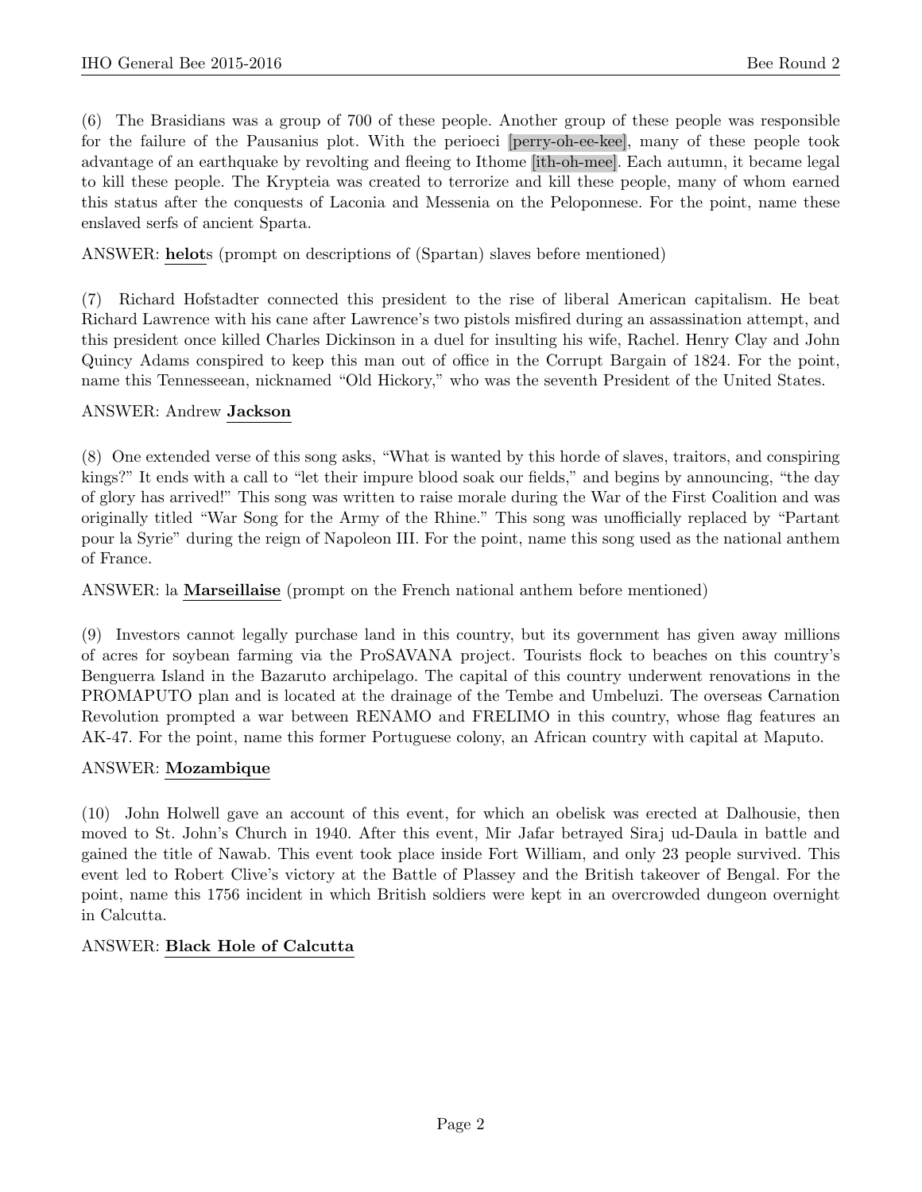(6) The Brasidians was a group of 700 of these people. Another group of these people was responsible for the failure of the Pausanius plot. With the perioeci [perry-oh-ee-kee], many of these people took advantage of an earthquake by revolting and fleeing to Ithome [ith-oh-mee]. Each autumn, it became legal to kill these people. The Krypteia was created to terrorize and kill these people, many of whom earned this status after the conquests of Laconia and Messenia on the Peloponnese. For the point, name these enslaved serfs of ancient Sparta.

ANSWER: **helot**s (prompt on descriptions of (Spartan) slaves before mentioned)

(7) Richard Hofstadter connected this president to the rise of liberal American capitalism. He beat Richard Lawrence with his cane after Lawrence's two pistols misfired during an assassination attempt, and this president once killed Charles Dickinson in a duel for insulting his wife, Rachel. Henry Clay and John Quincy Adams conspired to keep this man out of office in the Corrupt Bargain of 1824. For the point, name this Tennesseean, nicknamed "Old Hickory," who was the seventh President of the United States.

ANSWER: Andrew **Jackson**

(8) One extended verse of this song asks, "What is wanted by this horde of slaves, traitors, and conspiring kings?" It ends with a call to "let their impure blood soak our fields," and begins by announcing, "the day of glory has arrived!" This song was written to raise morale during the War of the First Coalition and was originally titled "War Song for the Army of the Rhine." This song was unofficially replaced by "Partant pour la Syrie" during the reign of Napoleon III. For the point, name this song used as the national anthem of France.

ANSWER: la **Marseillaise** (prompt on the French national anthem before mentioned)

(9) Investors cannot legally purchase land in this country, but its government has given away millions of acres for soybean farming via the ProSAVANA project. Tourists flock to beaches on this country's Benguerra Island in the Bazaruto archipelago. The capital of this country underwent renovations in the PROMAPUTO plan and is located at the drainage of the Tembe and Umbeluzi. The overseas Carnation Revolution prompted a war between RENAMO and FRELIMO in this country, whose flag features an AK-47. For the point, name this former Portuguese colony, an African country with capital at Maputo.

ANSWER: **Mozambique**

(10) John Holwell gave an account of this event, for which an obelisk was erected at Dalhousie, then moved to St. John's Church in 1940. After this event, Mir Jafar betrayed Siraj ud-Daula in battle and gained the title of Nawab. This event took place inside Fort William, and only 23 people survived. This event led to Robert Clive's victory at the Battle of Plassey and the British takeover of Bengal. For the point, name this 1756 incident in which British soldiers were kept in an overcrowded dungeon overnight in Calcutta.

ANSWER: **Black Hole of Calcutta**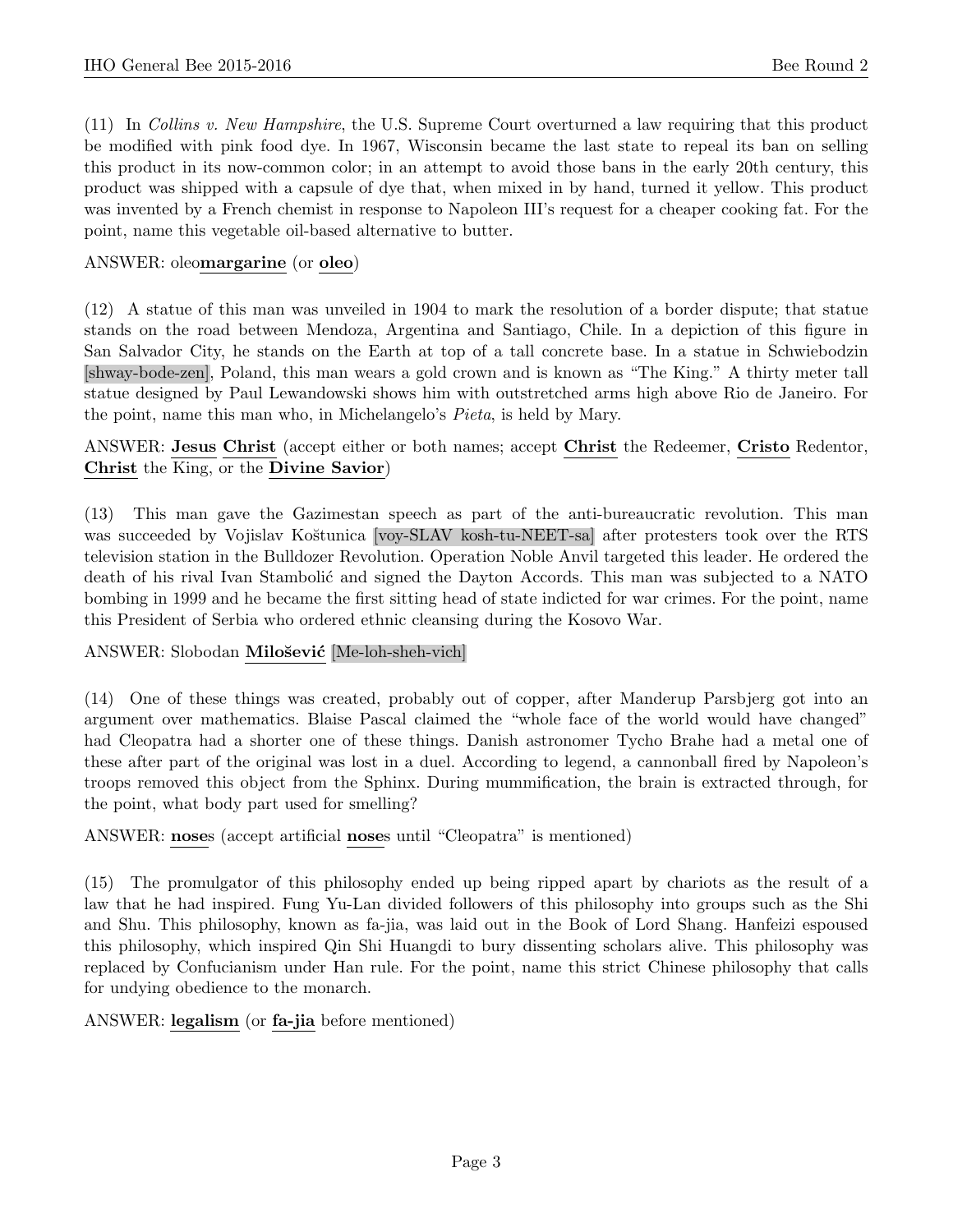(11) In *Collins v. New Hampshire*, the U.S. Supreme Court overturned a law requiring that this product be modified with pink food dye. In 1967, Wisconsin became the last state to repeal its ban on selling this product in its now-common color; in an attempt to avoid those bans in the early 20th century, this product was shipped with a capsule of dye that, when mixed in by hand, turned it yellow. This product was invented by a French chemist in response to Napoleon III's request for a cheaper cooking fat. For the point, name this vegetable oil-based alternative to butter.

ANSWER: oleo**margarine** (or **oleo**)

(12) A statue of this man was unveiled in 1904 to mark the resolution of a border dispute; that statue stands on the road between Mendoza, Argentina and Santiago, Chile. In a depiction of this figure in San Salvador City, he stands on the Earth at top of a tall concrete base. In a statue in Schwiebodzin [shway-bode-zen], Poland, this man wears a gold crown and is known as "The King." A thirty meter tall statue designed by Paul Lewandowski shows him with outstretched arms high above Rio de Janeiro. For the point, name this man who, in Michelangelo's *Pieta*, is held by Mary.

ANSWER: **Jesus Christ** (accept either or both names; accept **Christ** the Redeemer, **Cristo** Redentor, **Christ** the King, or the **Divine Savior**)

(13) This man gave the Gazimestan speech as part of the anti-bureaucratic revolution. This man was succeeded by Vojislav Koštunica [voy-SLAV kosh-tu-NEET-sa] after protesters took over the RTS television station in the Bulldozer Revolution. Operation Noble Anvil targeted this leader. He ordered the death of his rival Ivan Stambolić and signed the Dayton Accords. This man was subjected to a NATO bombing in 1999 and he became the first sitting head of state indicted for war crimes. For the point, name this President of Serbia who ordered ethnic cleansing during the Kosovo War.

ANSWER: Slobodan **Milošević** [Me-loh-sheh-vich]

(14) One of these things was created, probably out of copper, after Manderup Parsbjerg got into an argument over mathematics. Blaise Pascal claimed the "whole face of the world would have changed" had Cleopatra had a shorter one of these things. Danish astronomer Tycho Brahe had a metal one of these after part of the original was lost in a duel. According to legend, a cannonball fired by Napoleon's troops removed this object from the Sphinx. During mummification, the brain is extracted through, for the point, what body part used for smelling?

ANSWER: **nose**s (accept artificial **nose**s until "Cleopatra" is mentioned)

(15) The promulgator of this philosophy ended up being ripped apart by chariots as the result of a law that he had inspired. Fung Yu-Lan divided followers of this philosophy into groups such as the Shi and Shu. This philosophy, known as fa-jia, was laid out in the Book of Lord Shang. Hanfeizi espoused this philosophy, which inspired Qin Shi Huangdi to bury dissenting scholars alive. This philosophy was replaced by Confucianism under Han rule. For the point, name this strict Chinese philosophy that calls for undying obedience to the monarch.

ANSWER: **legalism** (or **fa-jia** before mentioned)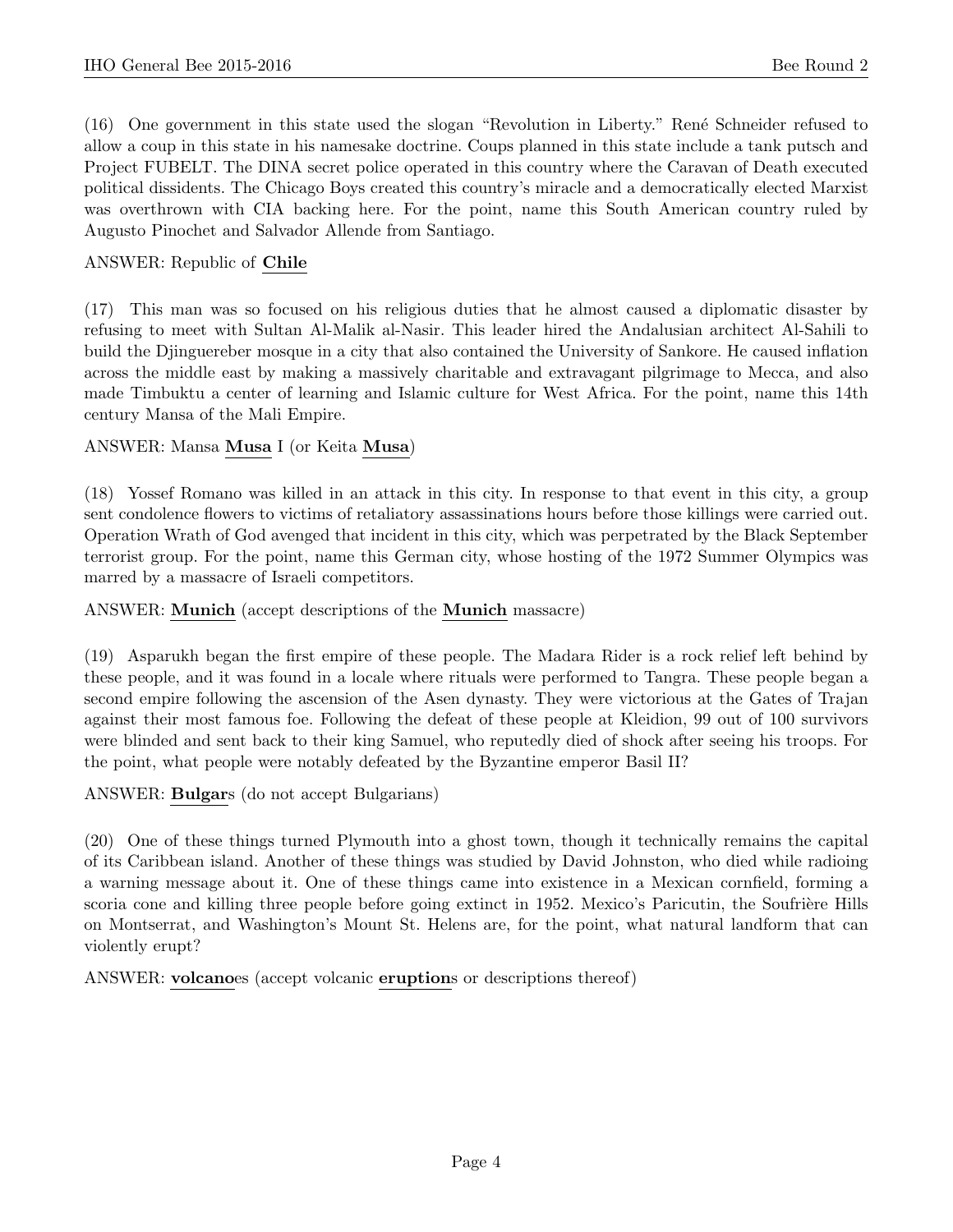(16) One government in this state used the slogan "Revolution in Liberty." René Schneider refused to allow a coup in this state in his namesake doctrine. Coups planned in this state include a tank putsch and Project FUBELT. The DINA secret police operated in this country where the Caravan of Death executed political dissidents. The Chicago Boys created this country's miracle and a democratically elected Marxist was overthrown with CIA backing here. For the point, name this South American country ruled by Augusto Pinochet and Salvador Allende from Santiago.

ANSWER: Republic of **Chile**

(17) This man was so focused on his religious duties that he almost caused a diplomatic disaster by refusing to meet with Sultan Al-Malik al-Nasir. This leader hired the Andalusian architect Al-Sahili to build the Djinguereber mosque in a city that also contained the University of Sankore. He caused inflation across the middle east by making a massively charitable and extravagant pilgrimage to Mecca, and also made Timbuktu a center of learning and Islamic culture for West Africa. For the point, name this 14th century Mansa of the Mali Empire.

ANSWER: Mansa **Musa** I (or Keita **Musa**)

(18) Yossef Romano was killed in an attack in this city. In response to that event in this city, a group sent condolence flowers to victims of retaliatory assassinations hours before those killings were carried out. Operation Wrath of God avenged that incident in this city, which was perpetrated by the Black September terrorist group. For the point, name this German city, whose hosting of the 1972 Summer Olympics was marred by a massacre of Israeli competitors.

ANSWER: **Munich** (accept descriptions of the **Munich** massacre)

(19) Asparukh began the first empire of these people. The Madara Rider is a rock relief left behind by these people, and it was found in a locale where rituals were performed to Tangra. These people began a second empire following the ascension of the Asen dynasty. They were victorious at the Gates of Trajan against their most famous foe. Following the defeat of these people at Kleidion, 99 out of 100 survivors were blinded and sent back to their king Samuel, who reputedly died of shock after seeing his troops. For the point, what people were notably defeated by the Byzantine emperor Basil II?

ANSWER: **Bulgar**s (do not accept Bulgarians)

(20) One of these things turned Plymouth into a ghost town, though it technically remains the capital of its Caribbean island. Another of these things was studied by David Johnston, who died while radioing a warning message about it. One of these things came into existence in a Mexican cornfield, forming a scoria cone and killing three people before going extinct in 1952. Mexico's Paricutin, the Soufrière Hills on Montserrat, and Washington's Mount St. Helens are, for the point, what natural landform that can violently erupt?

ANSWER: **volcano**es (accept volcanic **eruption**s or descriptions thereof)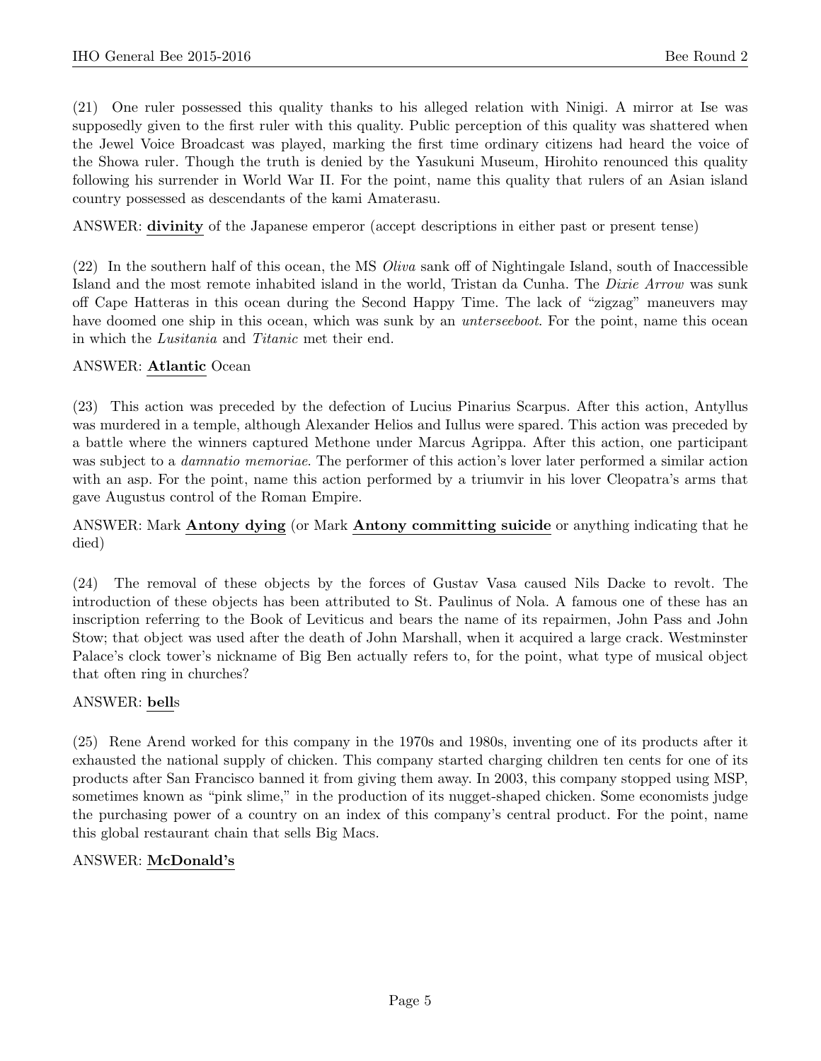(21) One ruler possessed this quality thanks to his alleged relation with Ninigi. A mirror at Ise was supposedly given to the first ruler with this quality. Public perception of this quality was shattered when the Jewel Voice Broadcast was played, marking the first time ordinary citizens had heard the voice of the Showa ruler. Though the truth is denied by the Yasukuni Museum, Hirohito renounced this quality following his surrender in World War II. For the point, name this quality that rulers of an Asian island country possessed as descendants of the kami Amaterasu.

ANSWER: **divinity** of the Japanese emperor (accept descriptions in either past or present tense)

(22) In the southern half of this ocean, the MS *Oliva* sank off of Nightingale Island, south of Inaccessible Island and the most remote inhabited island in the world, Tristan da Cunha. The *Dixie Arrow* was sunk off Cape Hatteras in this ocean during the Second Happy Time. The lack of "zigzag" maneuvers may have doomed one ship in this ocean, which was sunk by an *unterseeboot*. For the point, name this ocean in which the *Lusitania* and *Titanic* met their end.

ANSWER: **Atlantic** Ocean

(23) This action was preceded by the defection of Lucius Pinarius Scarpus. After this action, Antyllus was murdered in a temple, although Alexander Helios and Iullus were spared. This action was preceded by a battle where the winners captured Methone under Marcus Agrippa. After this action, one participant was subject to a *damnatio memoriae*. The performer of this action's lover later performed a similar action with an asp. For the point, name this action performed by a triumvir in his lover Cleopatra's arms that gave Augustus control of the Roman Empire.

ANSWER: Mark **Antony dying** (or Mark **Antony committing suicide** or anything indicating that he died)

(24) The removal of these objects by the forces of Gustav Vasa caused Nils Dacke to revolt. The introduction of these objects has been attributed to St. Paulinus of Nola. A famous one of these has an inscription referring to the Book of Leviticus and bears the name of its repairmen, John Pass and John Stow; that object was used after the death of John Marshall, when it acquired a large crack. Westminster Palace's clock tower's nickname of Big Ben actually refers to, for the point, what type of musical object that often ring in churches?

ANSWER: **bell**s

(25) Rene Arend worked for this company in the 1970s and 1980s, inventing one of its products after it exhausted the national supply of chicken. This company started charging children ten cents for one of its products after San Francisco banned it from giving them away. In 2003, this company stopped using MSP, sometimes known as "pink slime," in the production of its nugget-shaped chicken. Some economists judge the purchasing power of a country on an index of this company's central product. For the point, name this global restaurant chain that sells Big Macs.

ANSWER: **McDonald's**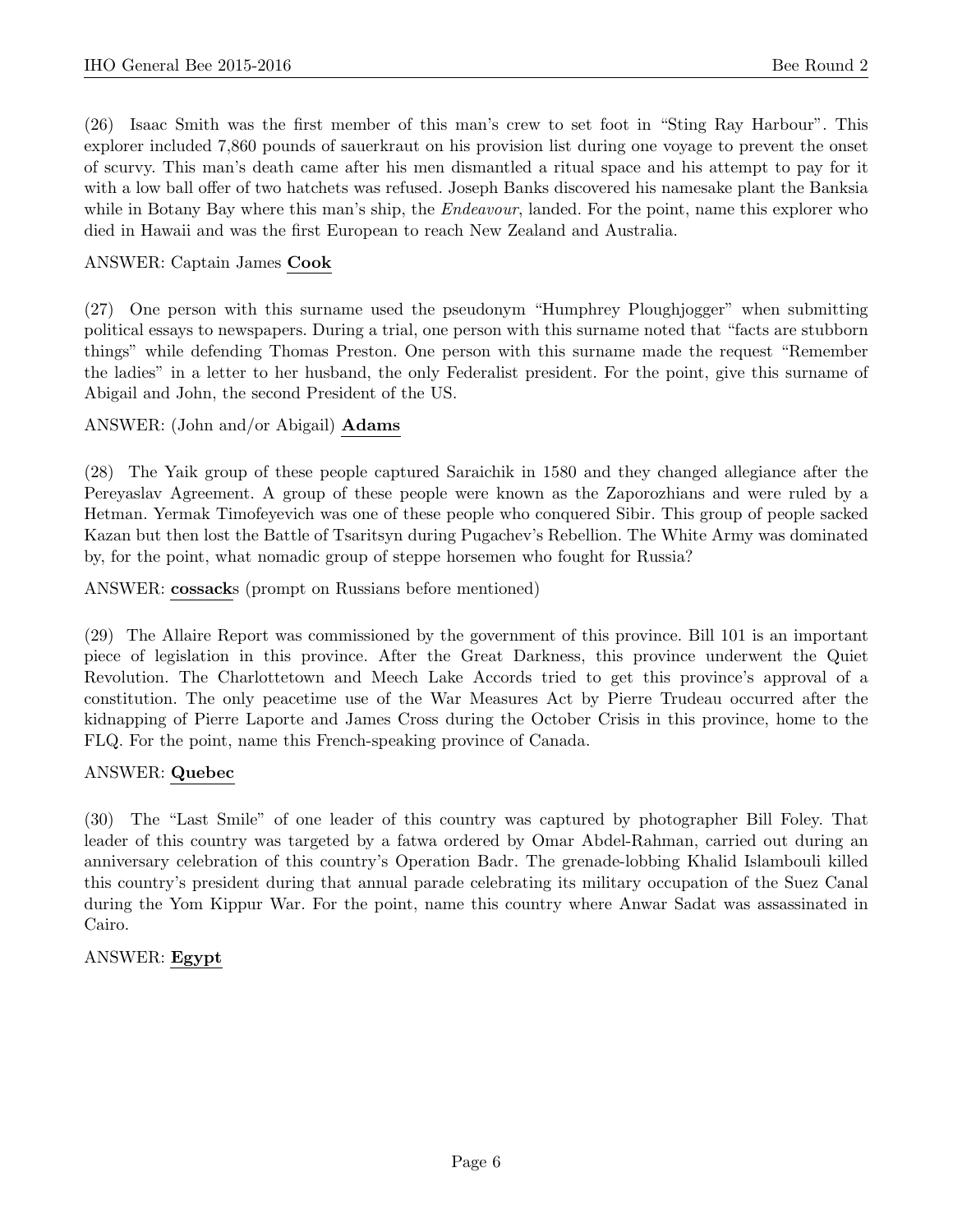(26) Isaac Smith was the first member of this man's crew to set foot in "Sting Ray Harbour". This explorer included 7,860 pounds of sauerkraut on his provision list during one voyage to prevent the onset of scurvy. This man's death came after his men dismantled a ritual space and his attempt to pay for it with a low ball offer of two hatchets was refused. Joseph Banks discovered his namesake plant the Banksia while in Botany Bay where this man's ship, the *Endeavour*, landed. For the point, name this explorer who died in Hawaii and was the first European to reach New Zealand and Australia.

ANSWER: Captain James **Cook**

(27) One person with this surname used the pseudonym "Humphrey Ploughjogger" when submitting political essays to newspapers. During a trial, one person with this surname noted that "facts are stubborn things" while defending Thomas Preston. One person with this surname made the request "Remember the ladies" in a letter to her husband, the only Federalist president. For the point, give this surname of Abigail and John, the second President of the US.

ANSWER: (John and/or Abigail) **Adams**

(28) The Yaik group of these people captured Saraichik in 1580 and they changed allegiance after the Pereyaslav Agreement. A group of these people were known as the Zaporozhians and were ruled by a Hetman. Yermak Timofeyevich was one of these people who conquered Sibir. This group of people sacked Kazan but then lost the Battle of Tsaritsyn during Pugachev's Rebellion. The White Army was dominated by, for the point, what nomadic group of steppe horsemen who fought for Russia?

ANSWER: **cossack**s (prompt on Russians before mentioned)

(29) The Allaire Report was commissioned by the government of this province. Bill 101 is an important piece of legislation in this province. After the Great Darkness, this province underwent the Quiet Revolution. The Charlottetown and Meech Lake Accords tried to get this province's approval of a constitution. The only peacetime use of the War Measures Act by Pierre Trudeau occurred after the kidnapping of Pierre Laporte and James Cross during the October Crisis in this province, home to the FLQ. For the point, name this French-speaking province of Canada.

ANSWER: **Quebec**

(30) The "Last Smile" of one leader of this country was captured by photographer Bill Foley. That leader of this country was targeted by a fatwa ordered by Omar Abdel-Rahman, carried out during an anniversary celebration of this country's Operation Badr. The grenade-lobbing Khalid Islambouli killed this country's president during that annual parade celebrating its military occupation of the Suez Canal during the Yom Kippur War. For the point, name this country where Anwar Sadat was assassinated in Cairo.

ANSWER: **Egypt**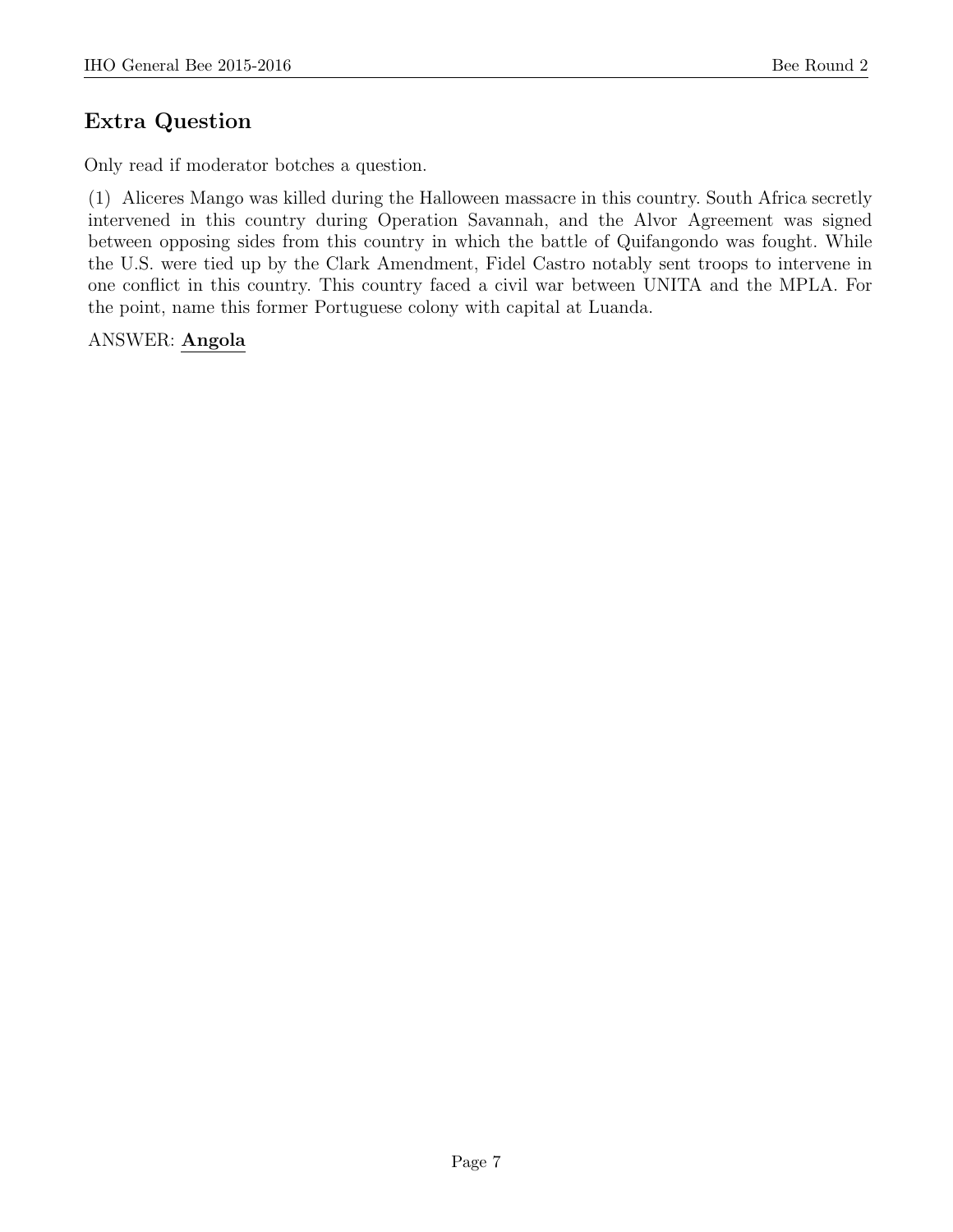## Extra Question

Only read if moderator botches a question.

(1) Aliceres Mango was killed during the Halloween massacre in this country. South Africa secretly intervened in this country during Operation Savannah, and the Alvor Agreement was signed between opposing sides from this country in which the battle of Quifangondo was fought. While the U.S. were tied up by the Clark Amendment, Fidel Castro notably sent troops to intervene in one conflict in this country. This country faced a civil war between UNITA and the MPLA. For the point, name this former Portuguese colony with capital at Luanda.

ANSWER: **Angola**